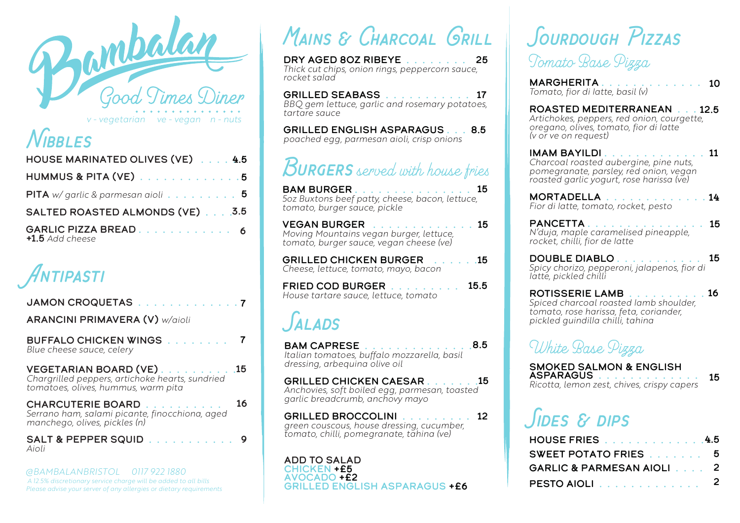# Bambalan

## Good Times Diner

*v - vegetarian ve - vegan n - nuts*

## Nibbles

**HOUSE MARINATED OLIVES (VE)** . . . . 4.5

**HUMMUS & PITA (VE)** . . . . . . . . . . . . . 5

**PITA** *w/ garlic & parmesan aioli* . . . . . . . . . 5

**SALTED ROASTED ALMONDS (VE)** . . . . 3.5

**GARLIC PIZZA BREAD** . . . . . . . . . . . . 6
**+1.5** *Add cheese*

## Antipasti

**JAMON CROQUETAS** . . . . . . . . . . . . . 7

**ARANCINI PRIMAVERA (V)** *w/aioli*

**BUFFALO CHICKEN WINGS** . . . . . . . . 7
*Blue cheese sauce, celery*

**VEGETARIAN BOARD (VE)** . . . . . . . . . . 15
*Chargrilled peppers, artichoke hearts, sundried tomatoes, olives, hummus, warm pita*

**CHARCUTERIE BOARD** . . . . . . . . . . 16
*Serrano ham, salami picante, finocchiona, aged manchego, olives, pickles (n)*

**SALT & PEPPER SQUID** . . . . . . . . . . . 9
*Aioli*

@BAMBALANBRISTOL 0117 922 1880

*A 12.5% discretionary service charge will be added to all bills*
*Please advise your server of any allergies or dietary requirements*

## Mains & Charcoal Grill

**DRY AGED 8OZ RIBEYE** . . . . . . . . 25
*Thick cut chips, onion rings, peppercorn sauce, rocket salad*

**GRILLED SEABASS** . . . . . . . . . . . 17
*BBQ gem lettuce, garlic and rosemary potatoes, tartare sauce*

**GRILLED ENGLISH ASPARAGUS** . . . 8.5
*poached egg, parmesan aioli, crisp onions*

## Burgers *served with house fries*

**BAM BURGER** . . . . . . . . . . . . . . . 15
*5oz Buxtons beef patty, cheese, bacon, lettuce, tomato, burger sauce, pickle*

**VEGAN BURGER** . . . . . . . . . . . . . 15
*Moving Mountains vegan burger, lettuce, tomato, burger sauce, vegan cheese (ve)*

**GRILLED CHICKEN BURGER** . . . . . . 15
*Cheese, lettuce, tomato, mayo, bacon*

**FRIED COD BURGER** . . . . . . . . . 15.5
*House tartare sauce, lettuce, tomato*

## Salads

**BAM CAPRESE** . . . . . . . . . . . . . . 8.5
*Italian tomatoes, buffalo mozzarella, basil dressing, arbequina olive oil*

**GRILLED CHICKEN CAESAR** . . . . . . . 15
*Anchovies, soft boiled egg, parmesan, toasted garlic breadcrumb, anchovy mayo*

**GRILLED BROCCOLINI** . . . . . . . . . 12
*green couscous, house dressing, cucumber, tomato, chilli, pomegranate, tahina (ve)*

**ADD TO SALAD**
CHICKEN **+£5**
AVOCADO **+£2**
GRILLED ENGLISH ASPARAGUS **+£6**

## Sourdough Pizzas

### Tomato Base Pizza

**MARGHERITA** . . . . . . . . . . . . . 10
*Tomato, fior di latte, basil (v)*

**ROASTED MEDITERRANEAN** . . . 12.5
*Artichokes, peppers, red onion, courgette, oregano, olives, tomato, fior di latte (v or ve on request)*

**IMAM BAYILDI** . . . . . . . . . . . . . 11
*Charcoal roasted aubergine, pine nuts, pomegranate, parsley, red onion, vegan roasted garlic yogurt, rose harissa (ve)*

**MORTADELLA** . . . . . . . . . . . . . 14
*Fior di latte, tomato, rocket, pesto*

**PANCETTA** . . . . . . . . . . . . . . . 15
*N'duja, maple caramelised pineapple, rocket, chilli, fior de latte*

**DOUBLE DIABLO** . . . . . . . . . . . 15
*Spicy chorizo, pepperoni, jalapenos, fior di latte, pickled chilli*

**ROTISSERIE LAMB** . . . . . . . . . . 16
*Spiced charcoal roasted lamb shoulder, tomato, rose harissa, feta, coriander, pickled guindilla chilli, tahina*

### White Base Pizza

**SMOKED SALMON & ENGLISH ASPARAGUS** . . . . . . . . . . . . . 15
*Ricotta, lemon zest, chives, crispy capers*

## Sides & Dips

**HOUSE FRIES** . . . . . . . . . . . . . 4.5

**SWEET POTATO FRIES** . . . . . . . 5

**GARLIC & PARMESAN AIOLI** . . . . 2

**PESTO AIOLI** . . . . . . . . . . . . . 2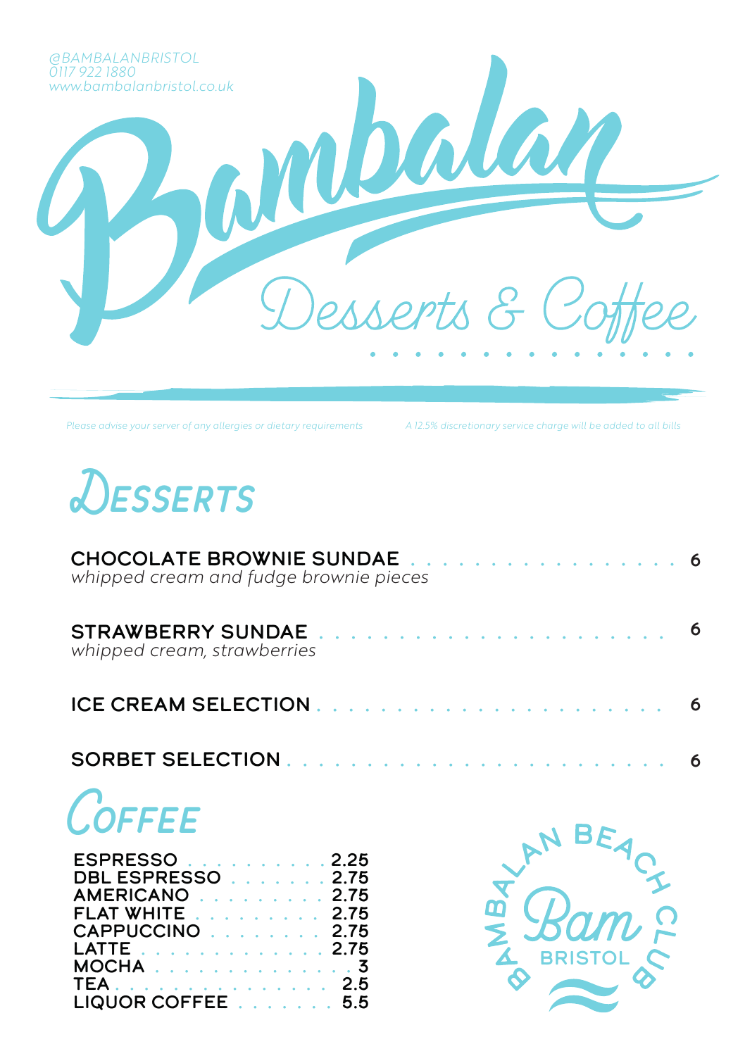@BAMBALANBRISTOL
0117 922 1880
www.bambalanbristol.co.uk

# Bambalan

## Desserts & Coffee

*Please advise your server of any allergies or dietary requirements*

*A 12.5% discretionary service charge will be added to all bills*

## Desserts

**CHOCOLATE BROWNIE SUNDAE** . . . . . . . . . . . . . . . . . . 6
*whipped cream and fudge brownie pieces*

**STRAWBERRY SUNDAE** . . . . . . . . . . . . . . . . . . . . . . 6
*whipped cream, strawberries*

**ICE CREAM SELECTION** . . . . . . . . . . . . . . . . . . . . . . 6

**SORBET SELECTION** . . . . . . . . . . . . . . . . . . . . . . . 6

## Coffee

| | |
|---|---|
| ESPRESSO | 2.25 |
| DBL ESPRESSO | 2.75 |
| AMERICANO | 2.75 |
| FLAT WHITE | 2.75 |
| CAPPUCCINO | 2.75 |
| LATTE | 2.75 |
| MOCHA | 3 |
| TEA | 2.5 |
| LIQUOR COFFEE | 5.5 |

BAMBALAN BEACH CLUB
Bam
BRISTOL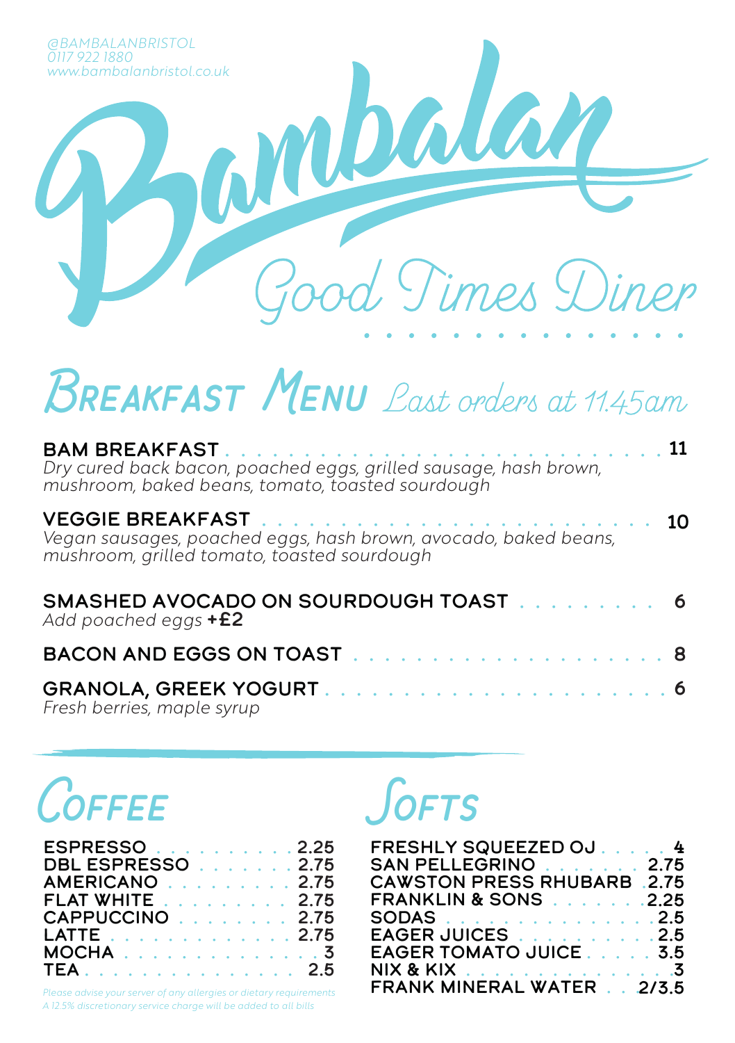@BAMBALANBRISTOL
0117 922 1880
www.bambalanbristol.co.uk

# Bambalan

## Good Times Diner

# Breakfast Menu

*Last orders at 11.45am*

**BAM BREAKFAST** . . . . . . . . . . . . . . . . . . . . . . . . . . . . . . **11**
*Dry cured back bacon, poached eggs, grilled sausage, hash brown, mushroom, baked beans, tomato, toasted sourdough*

**VEGGIE BREAKFAST** . . . . . . . . . . . . . . . . . . . . . . . . . . . **10**
*Vegan sausages, poached eggs, hash brown, avocado, baked beans, mushroom, grilled tomato, toasted sourdough*

**SMASHED AVOCADO ON SOURDOUGH TOAST** . . . . . . . . . . **6**
*Add poached eggs* **+£2**

**BACON AND EGGS ON TOAST** . . . . . . . . . . . . . . . . . . . . . . **8**

**GRANOLA, GREEK YOGURT** . . . . . . . . . . . . . . . . . . . . . . . . **6**
*Fresh berries, maple syrup*

## Coffee

| | |
|---|---|
| ESPRESSO | 2.25 |
| DBL ESPRESSO | 2.75 |
| AMERICANO | 2.75 |
| FLAT WHITE | 2.75 |
| CAPPUCCINO | 2.75 |
| LATTE | 2.75 |
| MOCHA | 3 |
| TEA | 2.5 |

*Please advise your server of any allergies or dietary requirements*
*A 12.5% discretionary service charge will be added to all bills*

## Softs

| | |
|---|---|
| FRESHLY SQUEEZED OJ | 4 |
| SAN PELLEGRINO | 2.75 |
| CAWSTON PRESS RHUBARB | 2.75 |
| FRANKLIN & SONS | 2.25 |
| SODAS | 2.5 |
| EAGER JUICES | 2.5 |
| EAGER TOMATO JUICE | 3.5 |
| NIX & KIX | 3 |
| FRANK MINERAL WATER | 2/3.5 |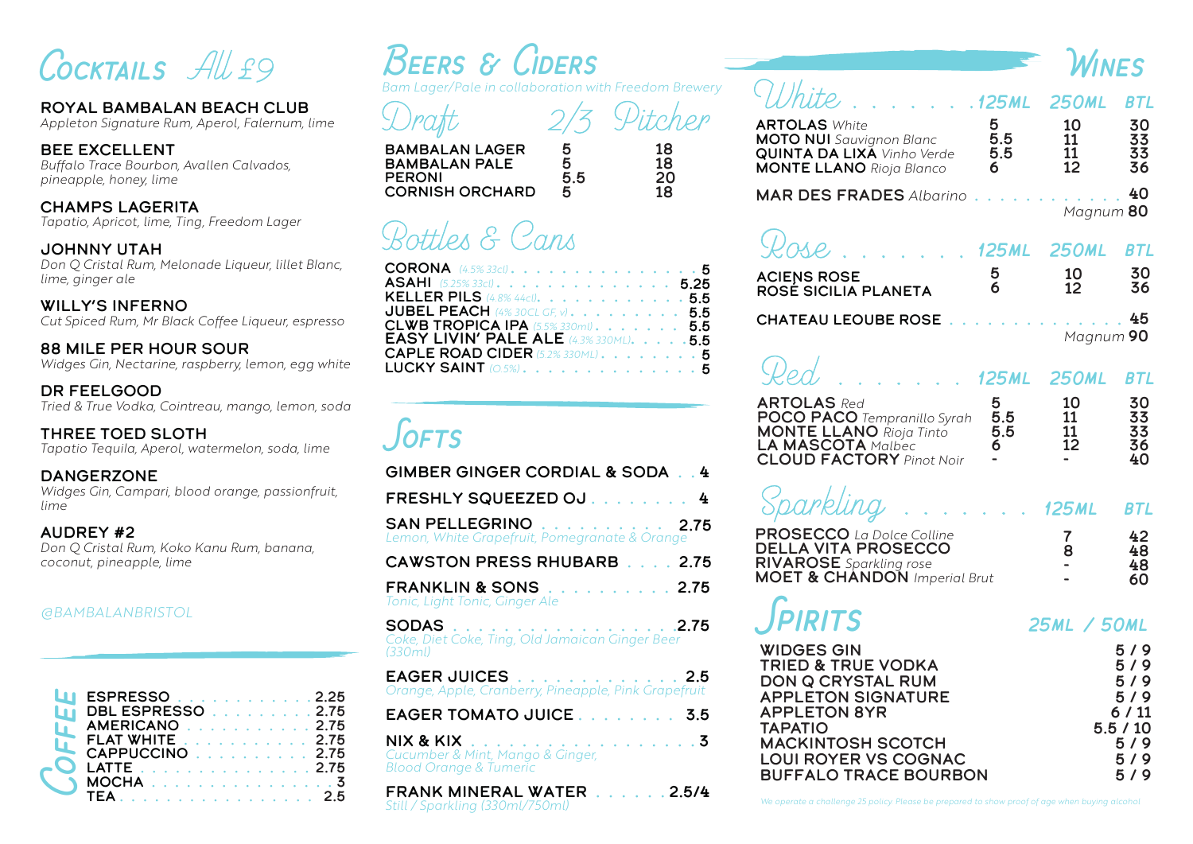# Cocktails All £9

**ROYAL BAMBALAN BEACH CLUB**
*Appleton Signature Rum, Aperol, Falernum, lime*

**BEE EXCELLENT**
*Buffalo Trace Bourbon, Avallen Calvados, pineapple, honey, lime*

**CHAMPS LAGERITA**
*Tapatio, Apricot, lime, Ting, Freedom Lager*

**JOHNNY UTAH**
*Don Q Cristal Rum, Melonade Liqueur, lillet Blanc, lime, ginger ale*

**WILLY'S INFERNO**
*Cut Spiced Rum, Mr Black Coffee Liqueur, espresso*

**88 MILE PER HOUR SOUR**
*Widges Gin, Nectarine, raspberry, lemon, egg white*

**DR FEELGOOD**
*Tried & True Vodka, Cointreau, mango, lemon, soda*

**THREE TOED SLOTH**
*Tapatio Tequila, Aperol, watermelon, soda, lime*

**DANGERZONE**
*Widges Gin, Campari, blood orange, passionfruit, lime*

**AUDREY #2**
*Don Q Cristal Rum, Koko Kanu Rum, banana, coconut, pineapple, lime*

*@BAMBALANBRISTOL*

## Coffee

| | |
|---|---|
| ESPRESSO | 2.25 |
| DBL ESPRESSO | 2.75 |
| AMERICANO | 2.75 |
| FLAT WHITE | 2.75 |
| CAPPUCCINO | 2.75 |
| LATTE | 2.75 |
| MOCHA | 3 |
| TEA | 2.5 |

# Beers & Ciders

*Bam Lager/Pale in collaboration with Freedom Brewery*

## Draft

| Draft | 2/3 | Pitcher |
|---|---|---|
| BAMBALAN LAGER | 5 | 18 |
| BAMBALAN PALE | 5 | 18 |
| PERONI | 5.5 | 20 |
| CORNISH ORCHARD | 5 | 18 |

## Bottles & Cans

| | |
|---|---|
| CORONA *(4.5% 33cl)* | 5 |
| ASAHI *(5.25% 33cl)* | 5.25 |
| KELLER PILS *(4.8% 44cl)* | 5.5 |
| JUBEL PEACH *(4% 30CL GF, v)* | 5.5 |
| CLWB TROPICA IPA *(5.5% 330ml)* | 5.5 |
| EASY LIVIN' PALE ALE *(4.3% 330ML)* | 5.5 |
| CAPLE ROAD CIDER *(5.2% 330ML)* | 5 |
| LUCKY SAINT *(0.5%)* | 5 |

# Softs

**GIMBER GINGER CORDIAL & SODA** . . 4

**FRESHLY SQUEEZED OJ** . . . . . . . . 4

**SAN PELLEGRINO** . . . . . . . . . . 2.75
*Lemon, White Grapefruit, Pomegranate & Orange*

**CAWSTON PRESS RHUBARB** . . . . 2.75

**FRANKLIN & SONS** . . . . . . . . . . 2.75
*Tonic, Light Tonic, Ginger Ale*

**SODAS** . . . . . . . . . . . . . . . . 2.75
*Coke, Diet Coke, Ting, Old Jamaican Ginger Beer (330ml)*

**EAGER JUICES** . . . . . . . . . . . . 2.5
*Orange, Apple, Cranberry, Pineapple, Pink Grapefruit*

**EAGER TOMATO JUICE** . . . . . . . . 3.5

**NIX & KIX** . . . . . . . . . . . . . . 3
*Cucumber & Mint, Mango & Ginger, Blood Orange & Tumeric*

**FRANK MINERAL WATER** . . . . . . 2.5/4
*Still / Sparkling (330ml/750ml)*

# Wines

## White

| White | 125ML | 250ML | BTL |
|---|---|---|---|
| **ARTOLAS** *White* | 5 | 10 | 30 |
| **MOTO NUI** *Sauvignon Blanc* | 5.5 | 11 | 33 |
| **QUINTA DA LIXA** *Vinho Verde* | 5.5 | 11 | 33 |
| **MONTE LLANO** *Rioja Blanco* | 6 | 12 | 36 |
| **MAR DES FRADES** *Albarino* | | | 40 |
| | | | Magnum 80 |

## Rose

| Rose | 125ML | 250ML | BTL |
|---|---|---|---|
| **ACIENS ROSE** | 5 | 10 | 30 |
| **ROSÉ SICILIA PLANETA** | 6 | 12 | 36 |
| **CHATEAU LEOUBE ROSE** | | | 45 |
| | | | Magnum 90 |

## Red

| Red | 125ML | 250ML | BTL |
|---|---|---|---|
| **ARTOLAS** *Red* | 5 | 10 | 30 |
| **POCO PACO** *Tempranillo Syrah* | 5.5 | 11 | 33 |
| **MONTE LLANO** *Rioja Tinto* | 5.5 | 11 | 33 |
| **LA MASCOTA** *Malbec* | 6 | 12 | 36 |
| **CLOUD FACTORY** *Pinot Noir* | - | - | 40 |

## Sparkling

| Sparkling | 125ML | BTL |
|---|---|---|
| **PROSECCO** *La Dolce Colline* | 7 | 42 |
| **DELLA VITA PROSECCO** | 8 | 48 |
| **RIVAROSE** *Sparkling rose* | - | 48 |
| **MOET & CHANDON** *Imperial Brut* | - | 60 |

# Spirits

| | 25ML / 50ML |
|---|---|
| WIDGES GIN | 5 / 9 |
| TRIED & TRUE VODKA | 5 / 9 |
| DON Q CRYSTAL RUM | 5 / 9 |
| APPLETON SIGNATURE | 5 / 9 |
| APPLETON 8YR | 6 / 11 |
| TAPATIO | 5.5 / 10 |
| MACKINTOSH SCOTCH | 5 / 9 |
| LOUI ROYER VS COGNAC | 5 / 9 |
| BUFFALO TRACE BOURBON | 5 / 9 |

*We operate a challenge 25 policy. Please be prepared to show proof of age when buying alcohol*